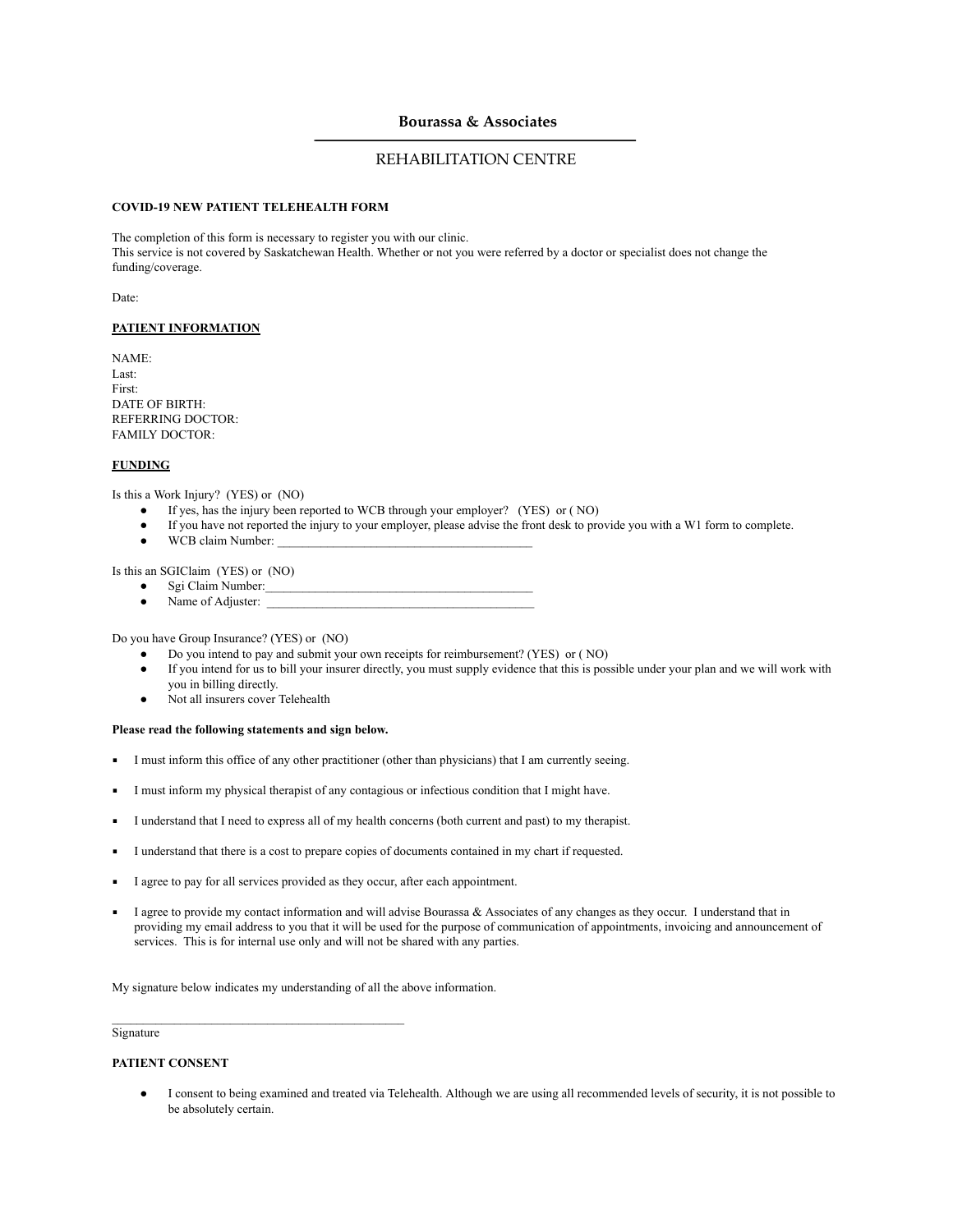# Bourassa & Associates

## REHABILITATION CENTRE

**COVID-19 NEW PATIENT TELEHEALTH FORM**

The completion of this form is necessary to register you with our clinic.
This service is not covered by Saskatchewan Health. Whether or not you were referred by a doctor or specialist does not change the funding/coverage.

Date:

**PATIENT INFORMATION**

NAME:
Last:
First:
DATE OF BIRTH:
REFERRING DOCTOR:
FAMILY DOCTOR:

**FUNDING**

Is this a Work Injury? (YES) or (NO)

- If yes, has the injury been reported to WCB through your employer? (YES) or ( NO)
- If you have not reported the injury to your employer, please advise the front desk to provide you with a W1 form to complete.
- WCB claim Number: ________________________________________

Is this an SGIClaim (YES) or (NO)

- Sgi Claim Number:__________________________________________
- Name of Adjuster: __________________________________________

Do you have Group Insurance? (YES) or (NO)

- Do you intend to pay and submit your own receipts for reimbursement? (YES) or ( NO)
- If you intend for us to bill your insurer directly, you must supply evidence that this is possible under your plan and we will work with you in billing directly.
- Not all insurers cover Telehealth

**Please read the following statements and sign below.**

- I must inform this office of any other practitioner (other than physicians) that I am currently seeing.
- I must inform my physical therapist of any contagious or infectious condition that I might have.
- I understand that I need to express all of my health concerns (both current and past) to my therapist.
- I understand that there is a cost to prepare copies of documents contained in my chart if requested.
- I agree to pay for all services provided as they occur, after each appointment.
- I agree to provide my contact information and will advise Bourassa & Associates of any changes as they occur. I understand that in providing my email address to you that it will be used for the purpose of communication of appointments, invoicing and announcement of services. This is for internal use only and will not be shared with any parties.

My signature below indicates my understanding of all the above information.

_______________________________________________
Signature

**PATIENT CONSENT**

- I consent to being examined and treated via Telehealth. Although we are using all recommended levels of security, it is not possible to be absolutely certain.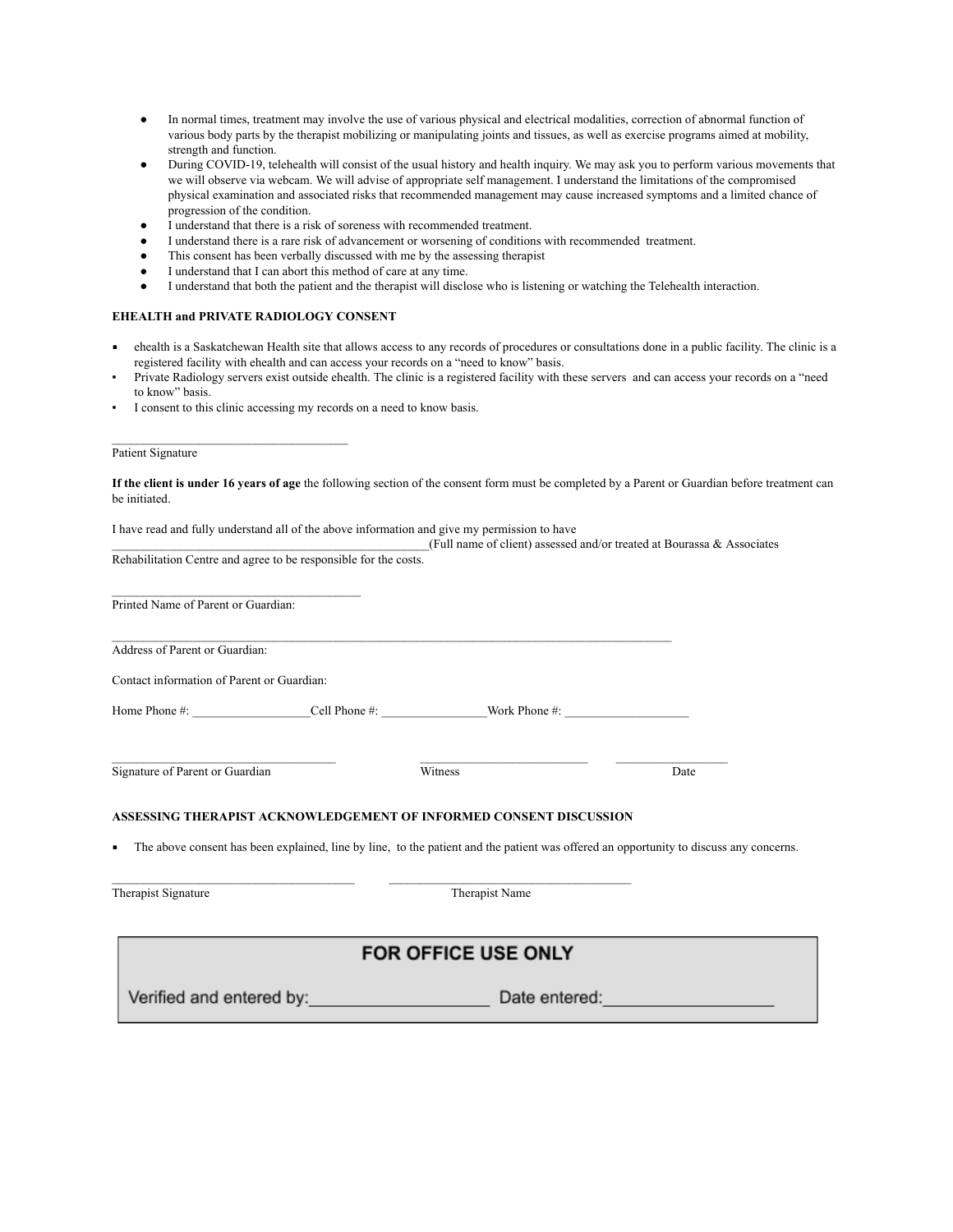- In normal times, treatment may involve the use of various physical and electrical modalities, correction of abnormal function of various body parts by the therapist mobilizing or manipulating joints and tissues, as well as exercise programs aimed at mobility, strength and function.
- During COVID-19, telehealth will consist of the usual history and health inquiry. We may ask you to perform various movements that we will observe via webcam. We will advise of appropriate self management. I understand the limitations of the compromised physical examination and associated risks that recommended management may cause increased symptoms and a limited chance of progression of the condition.
- I understand that there is a risk of soreness with recommended treatment.
- I understand there is a rare risk of advancement or worsening of conditions with recommended treatment.
- This consent has been verbally discussed with me by the assessing therapist
- I understand that I can abort this method of care at any time.
- I understand that both the patient and the therapist will disclose who is listening or watching the Telehealth interaction.

**EHEALTH and PRIVATE RADIOLOGY CONSENT**

- ehealth is a Saskatchewan Health site that allows access to any records of procedures or consultations done in a public facility. The clinic is a registered facility with ehealth and can access your records on a "need to know" basis.
- Private Radiology servers exist outside ehealth. The clinic is a registered facility with these servers and can access your records on a "need to know" basis.
- I consent to this clinic accessing my records on a need to know basis.

_____________________________________
Patient Signature

**If the client is under 16 years of age** the following section of the consent form must be completed by a Parent or Guardian before treatment can be initiated.

I have read and fully understand all of the above information and give my permission to have ___________________________________________________(Full name of client) assessed and/or treated at Bourassa & Associates Rehabilitation Centre and agree to be responsible for the costs.

_______________________________________
Printed Name of Parent or Guardian:

_________________________________________________________________________________________
Address of Parent or Guardian:

Contact information of Parent or Guardian:

Home Phone #: ___________________Cell Phone #: ________________Work Phone #: ___________________

___________________________________ ___________________________ __________________
Signature of Parent or Guardian Witness Date

**ASSESSING THERAPIST ACKNOWLEDGEMENT OF INFORMED CONSENT DISCUSSION**

- The above consent has been explained, line by line, to the patient and the patient was offered an opportunity to discuss any concerns.

______________________________________ ______________________________________
Therapist Signature Therapist Name

**FOR OFFICE USE ONLY**

Verified and entered by:____________________ Date entered:___________________